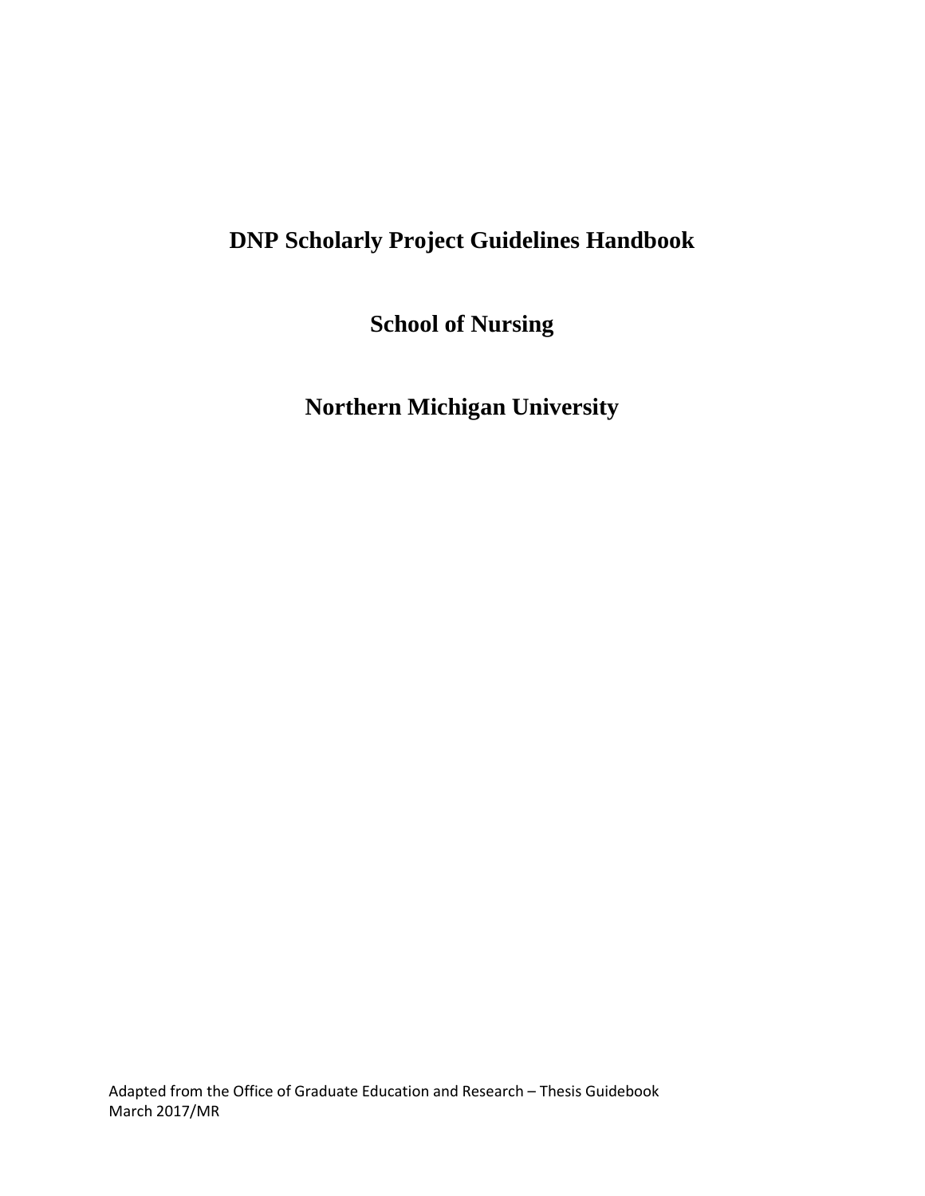# DNP Scholarly Project Guidelines Handbook

## School of Nursing

## Northern Michigan University

Adapted from the Office of Graduate Education and Research – Thesis Guidebook
March 2017/MR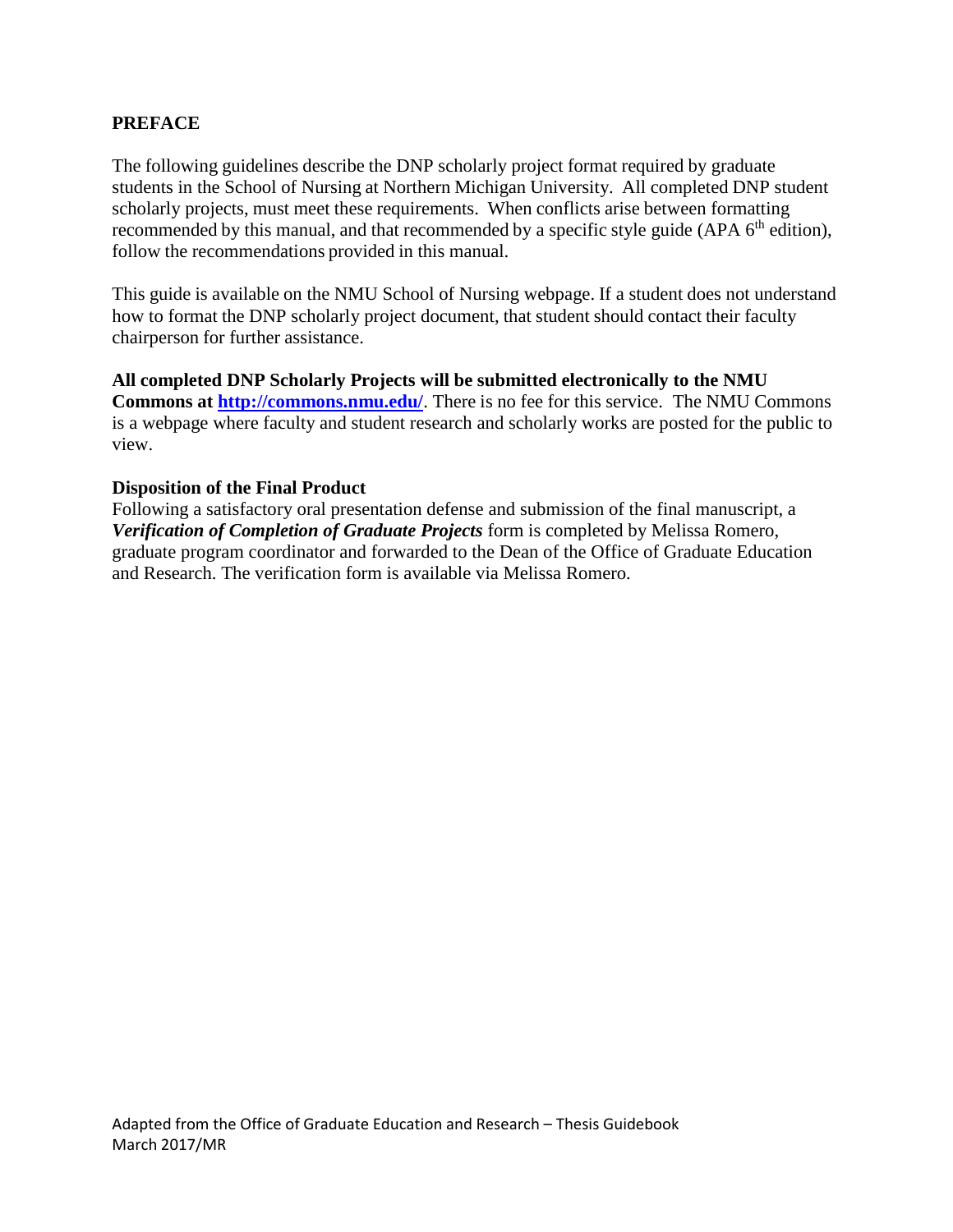## PREFACE

The following guidelines describe the DNP scholarly project format required by graduate students in the School of Nursing at Northern Michigan University. All completed DNP student scholarly projects, must meet these requirements. When conflicts arise between formatting recommended by this manual, and that recommended by a specific style guide (APA 6th edition), follow the recommendations provided in this manual.

This guide is available on the NMU School of Nursing webpage. If a student does not understand how to format the DNP scholarly project document, that student should contact their faculty chairperson for further assistance.

**All completed DNP Scholarly Projects will be submitted electronically to the NMU Commons at [http://commons.nmu.edu/](http://commons.nmu.edu/)**. There is no fee for this service. The NMU Commons is a webpage where faculty and student research and scholarly works are posted for the public to view.

**Disposition of the Final Product**

Following a satisfactory oral presentation defense and submission of the final manuscript, a ***Verification of Completion of Graduate Projects*** form is completed by Melissa Romero, graduate program coordinator and forwarded to the Dean of the Office of Graduate Education and Research. The verification form is available via Melissa Romero.

Adapted from the Office of Graduate Education and Research – Thesis Guidebook
March 2017/MR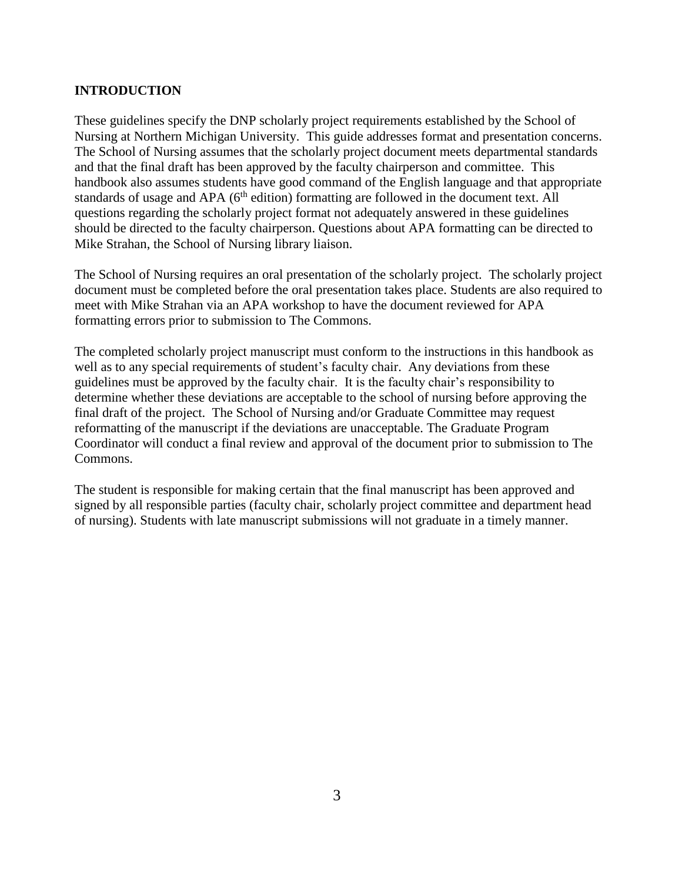## INTRODUCTION

These guidelines specify the DNP scholarly project requirements established by the School of Nursing at Northern Michigan University. This guide addresses format and presentation concerns. The School of Nursing assumes that the scholarly project document meets departmental standards and that the final draft has been approved by the faculty chairperson and committee. This handbook also assumes students have good command of the English language and that appropriate standards of usage and APA (6th edition) formatting are followed in the document text. All questions regarding the scholarly project format not adequately answered in these guidelines should be directed to the faculty chairperson. Questions about APA formatting can be directed to Mike Strahan, the School of Nursing library liaison.

The School of Nursing requires an oral presentation of the scholarly project. The scholarly project document must be completed before the oral presentation takes place. Students are also required to meet with Mike Strahan via an APA workshop to have the document reviewed for APA formatting errors prior to submission to The Commons.

The completed scholarly project manuscript must conform to the instructions in this handbook as well as to any special requirements of student's faculty chair. Any deviations from these guidelines must be approved by the faculty chair. It is the faculty chair's responsibility to determine whether these deviations are acceptable to the school of nursing before approving the final draft of the project. The School of Nursing and/or Graduate Committee may request reformatting of the manuscript if the deviations are unacceptable. The Graduate Program Coordinator will conduct a final review and approval of the document prior to submission to The Commons.

The student is responsible for making certain that the final manuscript has been approved and signed by all responsible parties (faculty chair, scholarly project committee and department head of nursing). Students with late manuscript submissions will not graduate in a timely manner.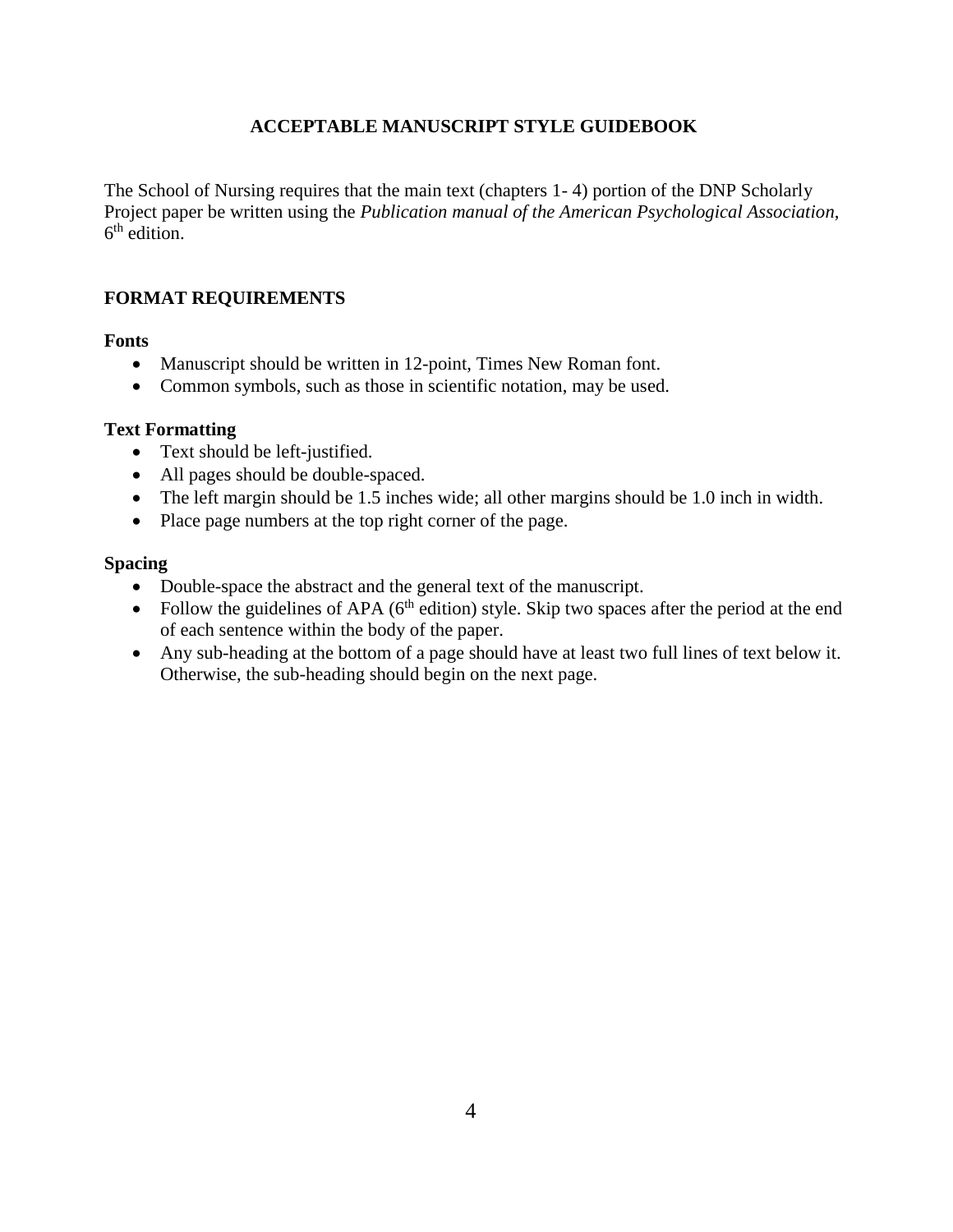# ACCEPTABLE MANUSCRIPT STYLE GUIDEBOOK

The School of Nursing requires that the main text (chapters 1- 4) portion of the DNP Scholarly Project paper be written using the *Publication manual of the American Psychological Association*, 6th edition.

## FORMAT REQUIREMENTS

### Fonts

- Manuscript should be written in 12-point, Times New Roman font.
- Common symbols, such as those in scientific notation, may be used.

### Text Formatting

- Text should be left-justified.
- All pages should be double-spaced.
- The left margin should be 1.5 inches wide; all other margins should be 1.0 inch in width.
- Place page numbers at the top right corner of the page.

### Spacing

- Double-space the abstract and the general text of the manuscript.
- Follow the guidelines of APA (6th edition) style. Skip two spaces after the period at the end of each sentence within the body of the paper.
- Any sub-heading at the bottom of a page should have at least two full lines of text below it. Otherwise, the sub-heading should begin on the next page.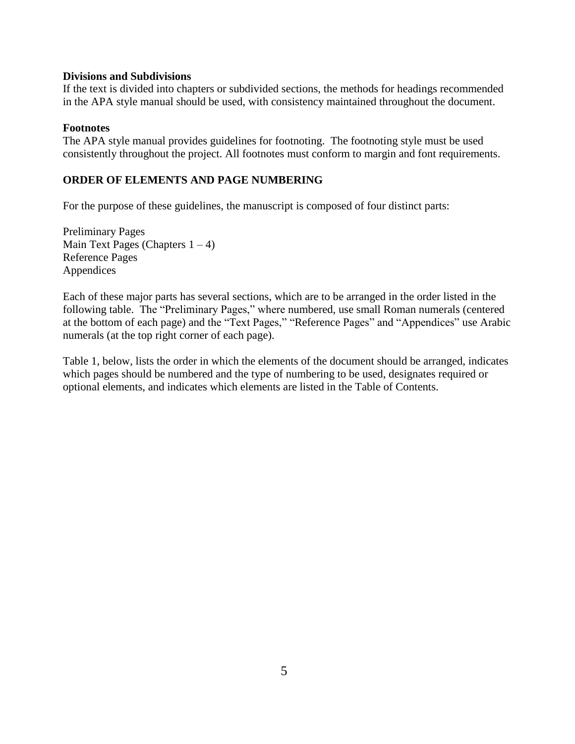**Divisions and Subdivisions**
If the text is divided into chapters or subdivided sections, the methods for headings recommended in the APA style manual should be used, with consistency maintained throughout the document.

**Footnotes**
The APA style manual provides guidelines for footnoting. The footnoting style must be used consistently throughout the project. All footnotes must conform to margin and font requirements.

## ORDER OF ELEMENTS AND PAGE NUMBERING

For the purpose of these guidelines, the manuscript is composed of four distinct parts:

Preliminary Pages
Main Text Pages (Chapters 1 – 4)
Reference Pages
Appendices

Each of these major parts has several sections, which are to be arranged in the order listed in the following table. The "Preliminary Pages," where numbered, use small Roman numerals (centered at the bottom of each page) and the "Text Pages," "Reference Pages" and "Appendices" use Arabic numerals (at the top right corner of each page).

Table 1, below, lists the order in which the elements of the document should be arranged, indicates which pages should be numbered and the type of numbering to be used, designates required or optional elements, and indicates which elements are listed in the Table of Contents.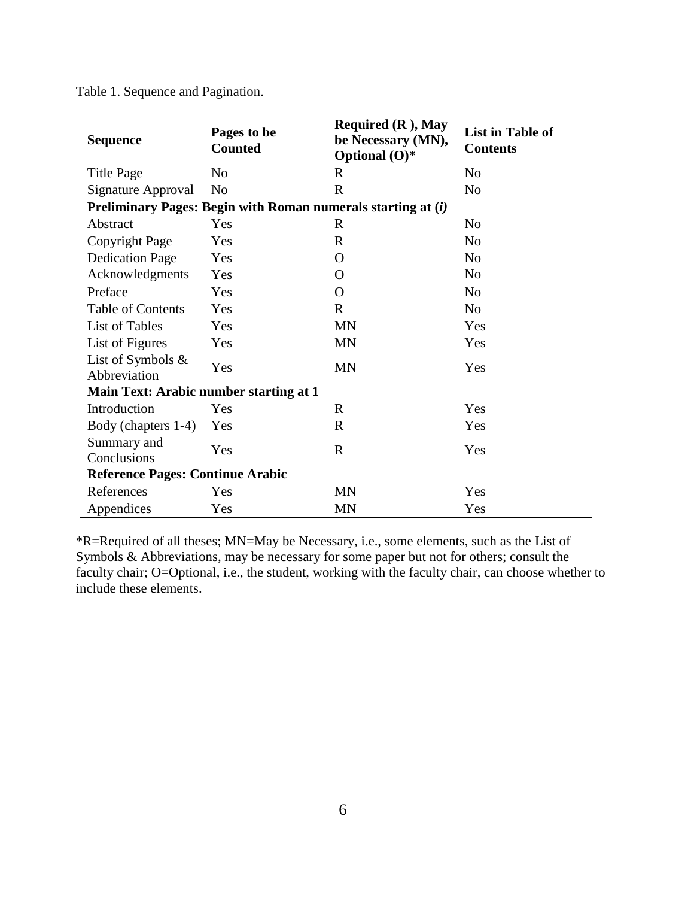Table 1. Sequence and Pagination.

| Sequence | Pages to be Counted | Required (R ), May be Necessary (MN), Optional (O)* | List in Table of Contents |
|---|---|---|---|
| Title Page | No | R | No |
| Signature Approval | No | R | No |
| **Preliminary Pages: Begin with Roman numerals starting at (*i*)** | | | |
| Abstract | Yes | R | No |
| Copyright Page | Yes | R | No |
| Dedication Page | Yes | O | No |
| Acknowledgments | Yes | O | No |
| Preface | Yes | O | No |
| Table of Contents | Yes | R | No |
| List of Tables | Yes | MN | Yes |
| List of Figures | Yes | MN | Yes |
| List of Symbols & Abbreviation | Yes | MN | Yes |
| **Main Text: Arabic number starting at 1** | | | |
| Introduction | Yes | R | Yes |
| Body (chapters 1-4) | Yes | R | Yes |
| Summary and Conclusions | Yes | R | Yes |
| **Reference Pages: Continue Arabic** | | | |
| References | Yes | MN | Yes |
| Appendices | Yes | MN | Yes |

*R=Required of all theses; MN=May be Necessary, i.e., some elements, such as the List of Symbols & Abbreviations, may be necessary for some paper but not for others; consult the faculty chair; O=Optional, i.e., the student, working with the faculty chair, can choose whether to include these elements.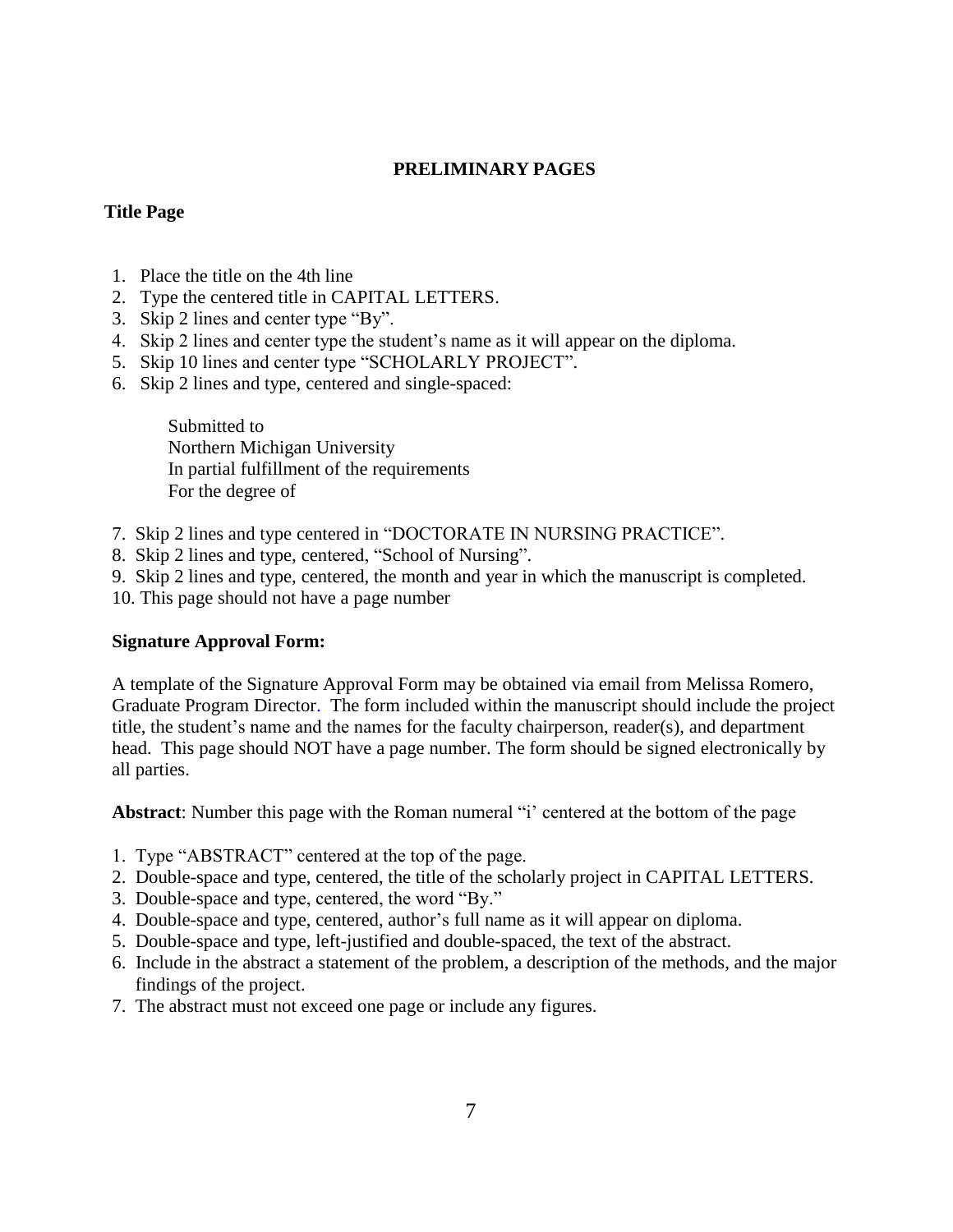# PRELIMINARY PAGES

**Title Page**

1. Place the title on the 4th line
2. Type the centered title in CAPITAL LETTERS.
3. Skip 2 lines and center type "By".
4. Skip 2 lines and center type the student's name as it will appear on the diploma.
5. Skip 10 lines and center type "SCHOLARLY PROJECT".
6. Skip 2 lines and type, centered and single-spaced:

   Submitted to
   Northern Michigan University
   In partial fulfillment of the requirements
   For the degree of

7. Skip 2 lines and type centered in "DOCTORATE IN NURSING PRACTICE".
8. Skip 2 lines and type, centered, "School of Nursing".
9. Skip 2 lines and type, centered, the month and year in which the manuscript is completed.
10. This page should not have a page number

**Signature Approval Form:**

A template of the Signature Approval Form may be obtained via email from Melissa Romero, Graduate Program Director. The form included within the manuscript should include the project title, the student's name and the names for the faculty chairperson, reader(s), and department head. This page should NOT have a page number. The form should be signed electronically by all parties.

**Abstract**: Number this page with the Roman numeral "i' centered at the bottom of the page

1. Type "ABSTRACT" centered at the top of the page.
2. Double-space and type, centered, the title of the scholarly project in CAPITAL LETTERS.
3. Double-space and type, centered, the word "By."
4. Double-space and type, centered, author's full name as it will appear on diploma.
5. Double-space and type, left-justified and double-spaced, the text of the abstract.
6. Include in the abstract a statement of the problem, a description of the methods, and the major findings of the project.
7. The abstract must not exceed one page or include any figures.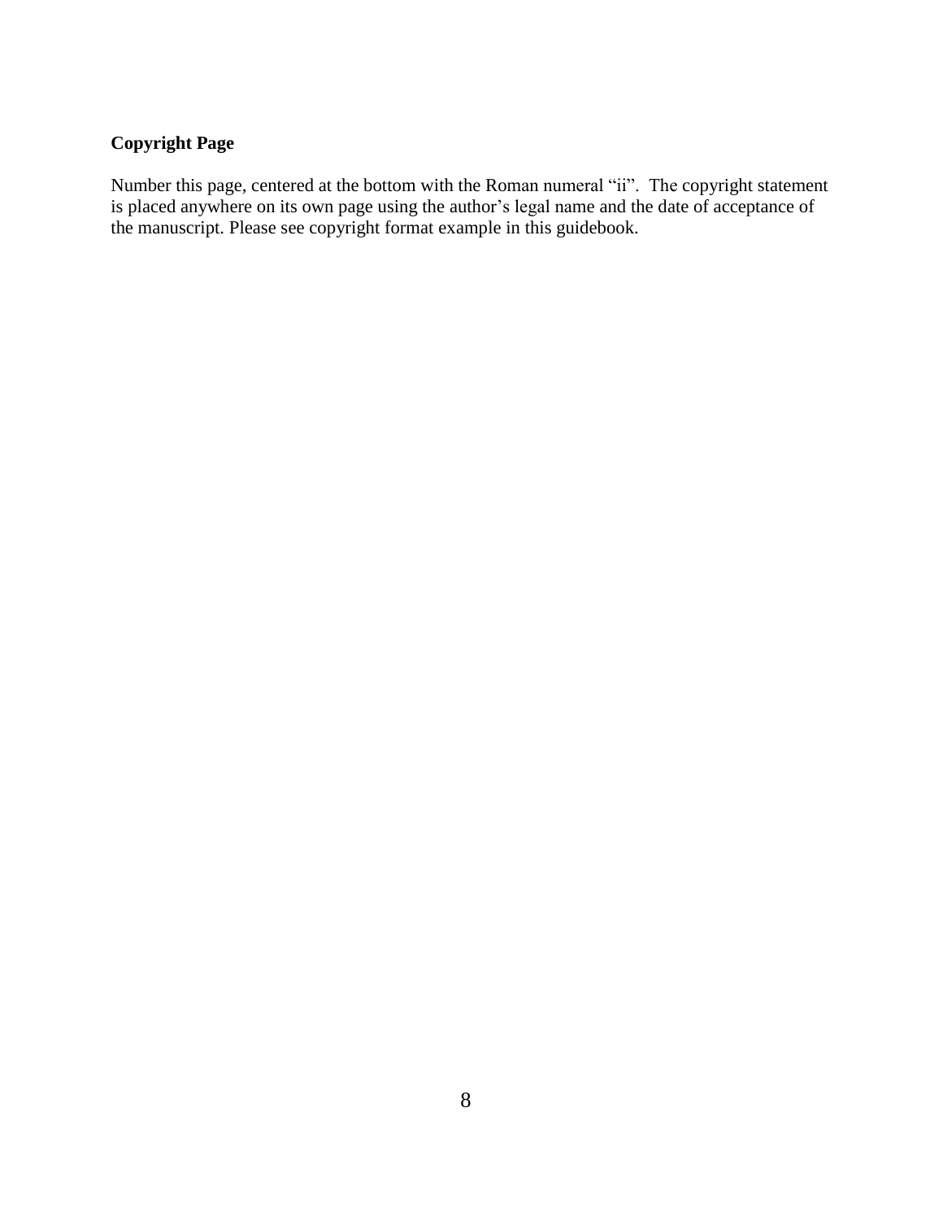**Copyright Page**

Number this page, centered at the bottom with the Roman numeral "ii". The copyright statement is placed anywhere on its own page using the author's legal name and the date of acceptance of the manuscript. Please see copyright format example in this guidebook.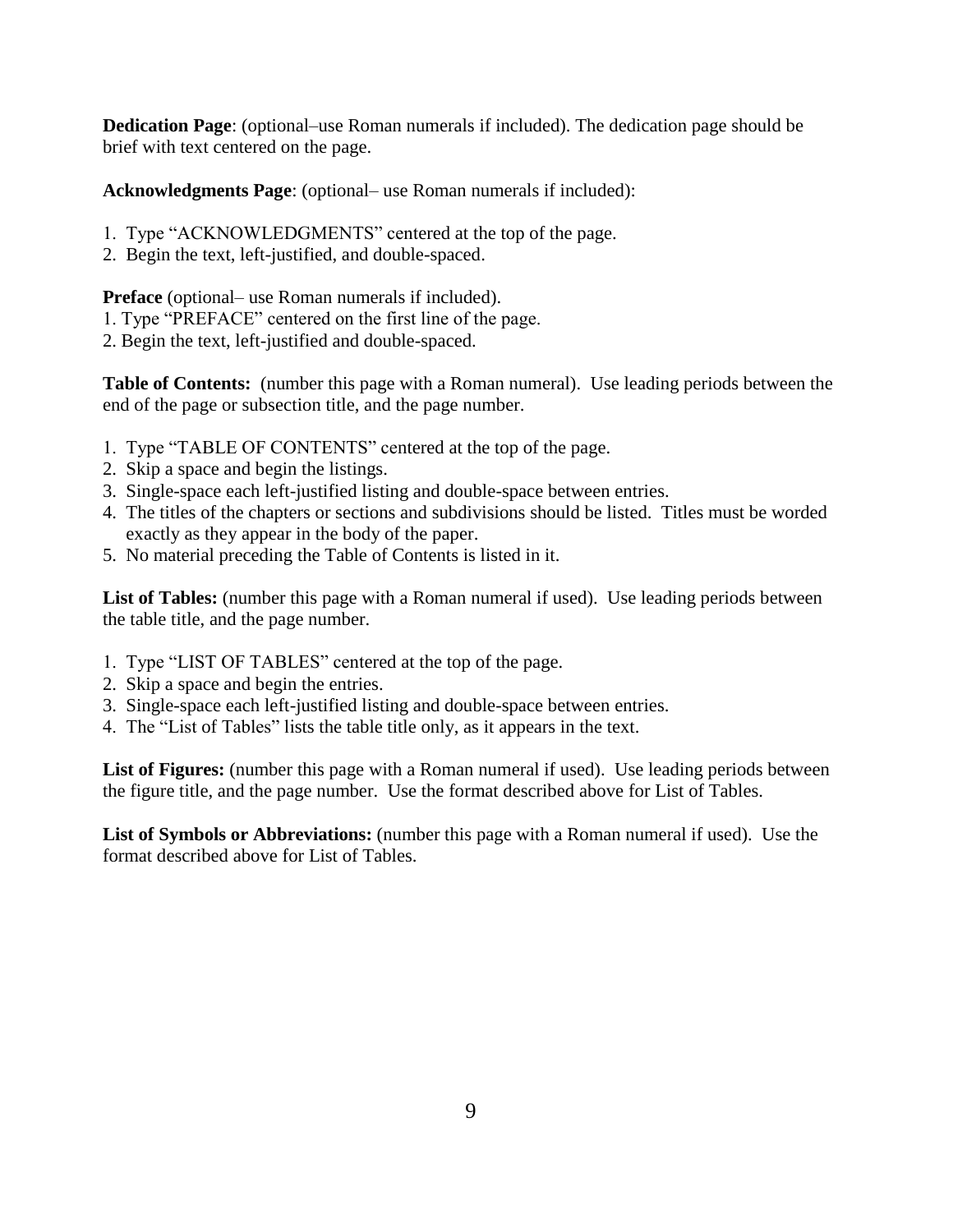**Dedication Page**: (optional–use Roman numerals if included). The dedication page should be brief with text centered on the page.

**Acknowledgments Page**: (optional– use Roman numerals if included):

1. Type "ACKNOWLEDGMENTS" centered at the top of the page.
2. Begin the text, left-justified, and double-spaced.

**Preface** (optional– use Roman numerals if included).
1. Type "PREFACE" centered on the first line of the page.
2. Begin the text, left-justified and double-spaced.

**Table of Contents:** (number this page with a Roman numeral). Use leading periods between the end of the page or subsection title, and the page number.

1. Type "TABLE OF CONTENTS" centered at the top of the page.
2. Skip a space and begin the listings.
3. Single-space each left-justified listing and double-space between entries.
4. The titles of the chapters or sections and subdivisions should be listed. Titles must be worded exactly as they appear in the body of the paper.
5. No material preceding the Table of Contents is listed in it.

**List of Tables:** (number this page with a Roman numeral if used). Use leading periods between the table title, and the page number.

1. Type "LIST OF TABLES" centered at the top of the page.
2. Skip a space and begin the entries.
3. Single-space each left-justified listing and double-space between entries.
4. The "List of Tables" lists the table title only, as it appears in the text.

**List of Figures:** (number this page with a Roman numeral if used). Use leading periods between the figure title, and the page number. Use the format described above for List of Tables.

**List of Symbols or Abbreviations:** (number this page with a Roman numeral if used). Use the format described above for List of Tables.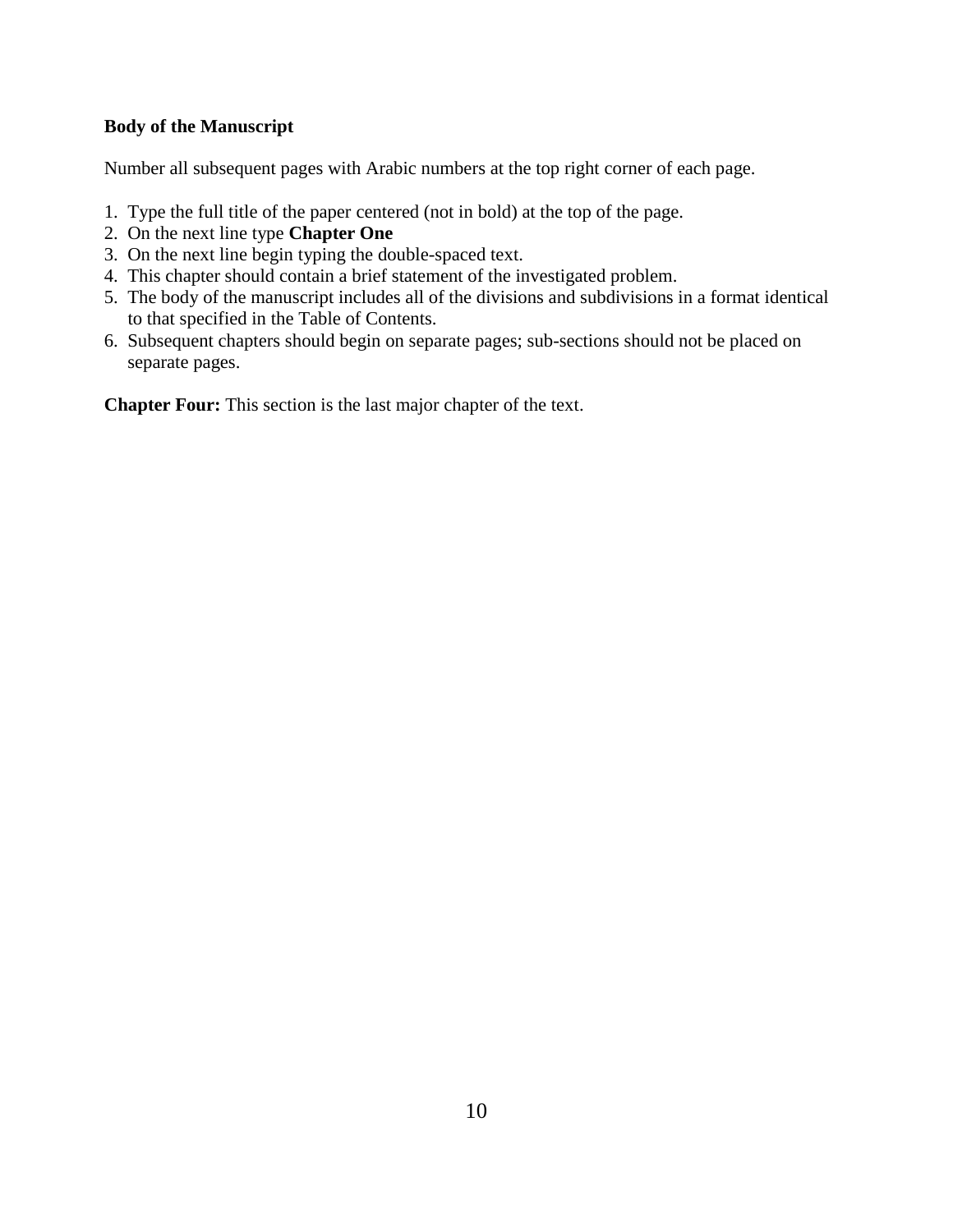**Body of the Manuscript**

Number all subsequent pages with Arabic numbers at the top right corner of each page.

1. Type the full title of the paper centered (not in bold) at the top of the page.
2. On the next line type **Chapter One**
3. On the next line begin typing the double-spaced text.
4. This chapter should contain a brief statement of the investigated problem.
5. The body of the manuscript includes all of the divisions and subdivisions in a format identical to that specified in the Table of Contents.
6. Subsequent chapters should begin on separate pages; sub-sections should not be placed on separate pages.

**Chapter Four:** This section is the last major chapter of the text.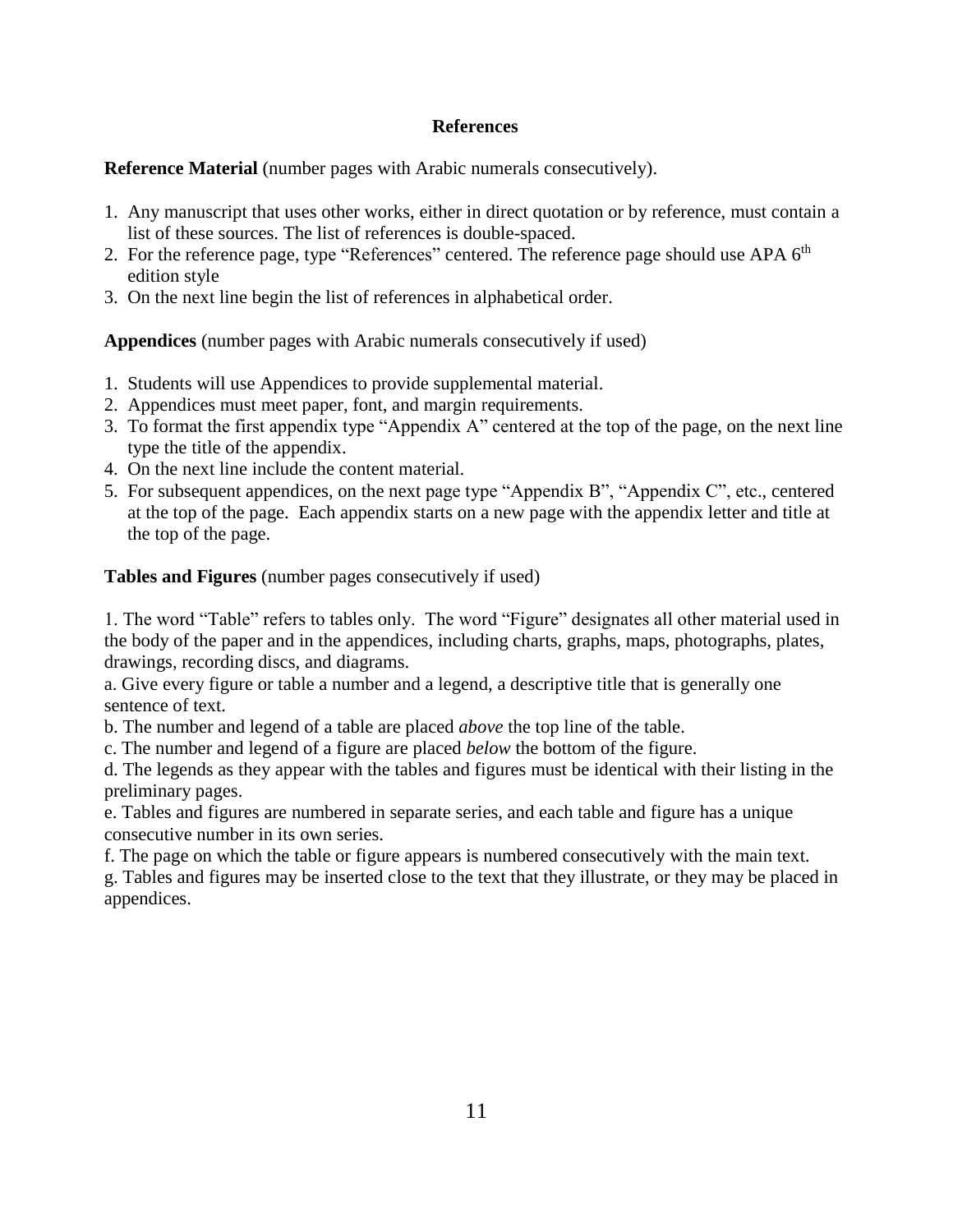## References

**Reference Material** (number pages with Arabic numerals consecutively).

1. Any manuscript that uses other works, either in direct quotation or by reference, must contain a list of these sources. The list of references is double-spaced.
2. For the reference page, type “References” centered. The reference page should use APA 6th edition style
3. On the next line begin the list of references in alphabetical order.

**Appendices** (number pages with Arabic numerals consecutively if used)

1. Students will use Appendices to provide supplemental material.
2. Appendices must meet paper, font, and margin requirements.
3. To format the first appendix type “Appendix A” centered at the top of the page, on the next line type the title of the appendix.
4. On the next line include the content material.
5. For subsequent appendices, on the next page type “Appendix B”, “Appendix C”, etc., centered at the top of the page. Each appendix starts on a new page with the appendix letter and title at the top of the page.

**Tables and Figures** (number pages consecutively if used)

1. The word “Table” refers to tables only. The word “Figure” designates all other material used in the body of the paper and in the appendices, including charts, graphs, maps, photographs, plates, drawings, recording discs, and diagrams.

a. Give every figure or table a number and a legend, a descriptive title that is generally one sentence of text.

b. The number and legend of a table are placed *above* the top line of the table.

c. The number and legend of a figure are placed *below* the bottom of the figure.

d. The legends as they appear with the tables and figures must be identical with their listing in the preliminary pages.

e. Tables and figures are numbered in separate series, and each table and figure has a unique consecutive number in its own series.

f. The page on which the table or figure appears is numbered consecutively with the main text.

g. Tables and figures may be inserted close to the text that they illustrate, or they may be placed in appendices.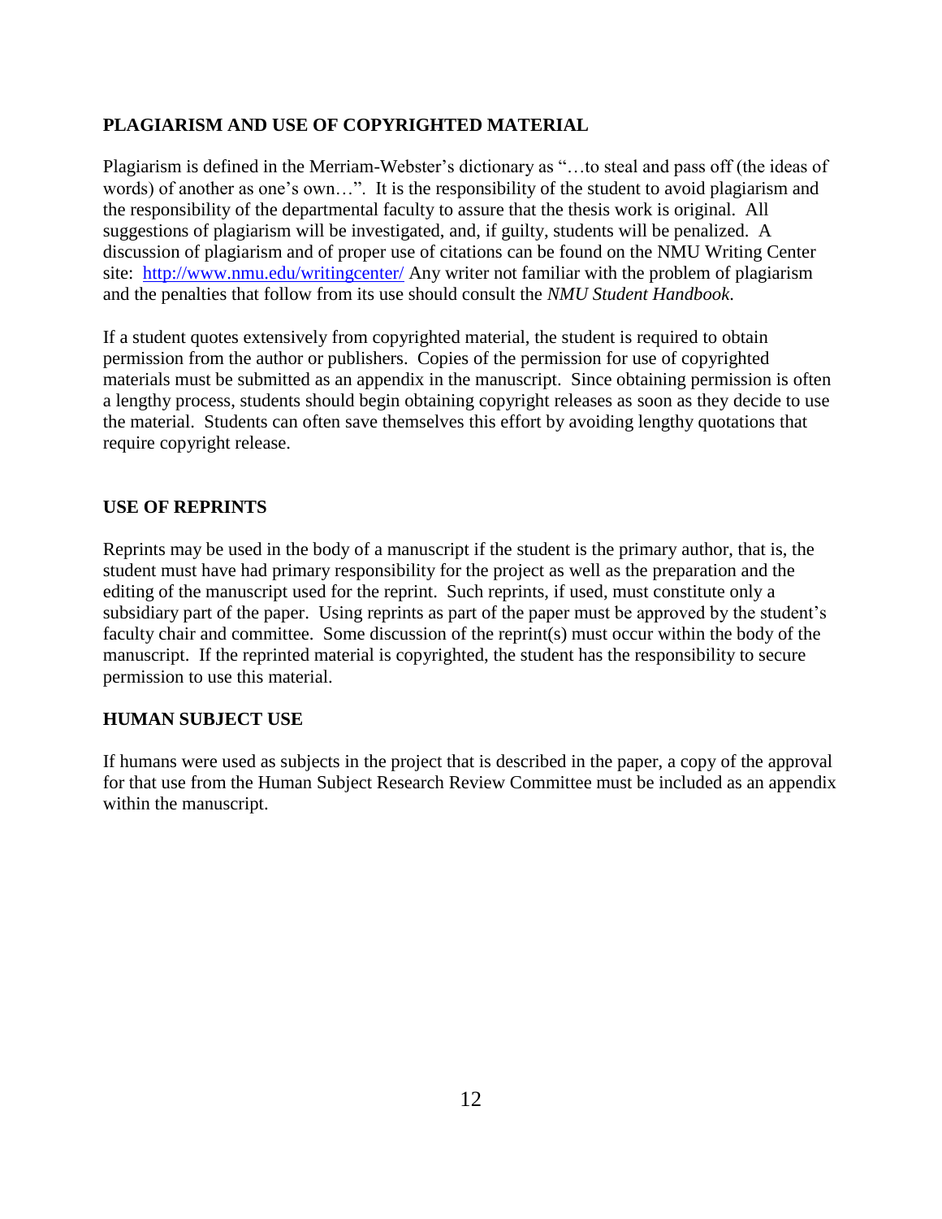## PLAGIARISM AND USE OF COPYRIGHTED MATERIAL

Plagiarism is defined in the Merriam-Webster's dictionary as "…to steal and pass off (the ideas of words) of another as one's own…". It is the responsibility of the student to avoid plagiarism and the responsibility of the departmental faculty to assure that the thesis work is original. All suggestions of plagiarism will be investigated, and, if guilty, students will be penalized. A discussion of plagiarism and of proper use of citations can be found on the NMU Writing Center site: http://www.nmu.edu/writingcenter/ Any writer not familiar with the problem of plagiarism and the penalties that follow from its use should consult the *NMU Student Handbook*.

If a student quotes extensively from copyrighted material, the student is required to obtain permission from the author or publishers. Copies of the permission for use of copyrighted materials must be submitted as an appendix in the manuscript. Since obtaining permission is often a lengthy process, students should begin obtaining copyright releases as soon as they decide to use the material. Students can often save themselves this effort by avoiding lengthy quotations that require copyright release.

## USE OF REPRINTS

Reprints may be used in the body of a manuscript if the student is the primary author, that is, the student must have had primary responsibility for the project as well as the preparation and the editing of the manuscript used for the reprint. Such reprints, if used, must constitute only a subsidiary part of the paper. Using reprints as part of the paper must be approved by the student's faculty chair and committee. Some discussion of the reprint(s) must occur within the body of the manuscript. If the reprinted material is copyrighted, the student has the responsibility to secure permission to use this material.

## HUMAN SUBJECT USE

If humans were used as subjects in the project that is described in the paper, a copy of the approval for that use from the Human Subject Research Review Committee must be included as an appendix within the manuscript.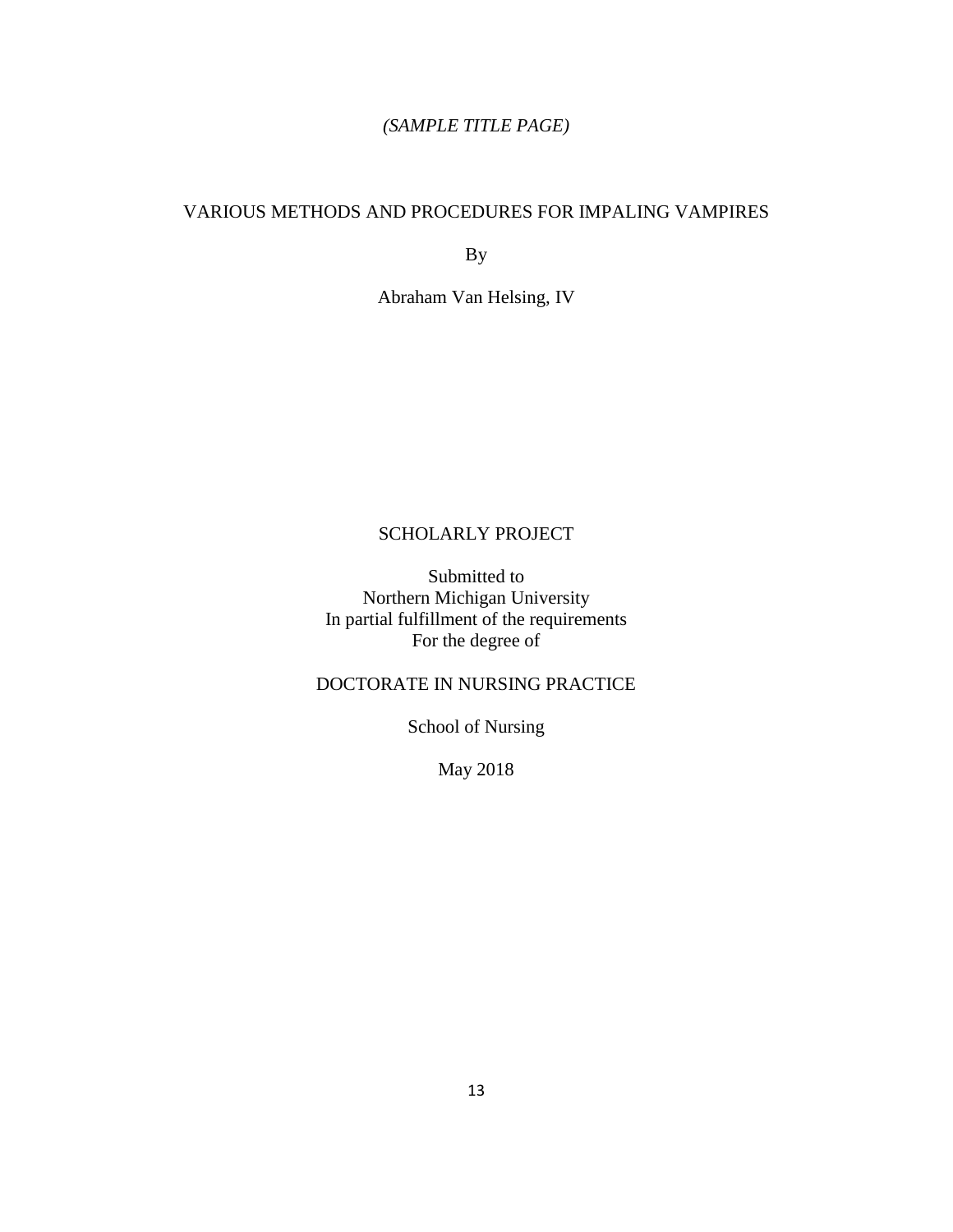*(SAMPLE TITLE PAGE)*

VARIOUS METHODS AND PROCEDURES FOR IMPALING VAMPIRES

By

Abraham Van Helsing, IV

SCHOLARLY PROJECT

Submitted to
Northern Michigan University
In partial fulfillment of the requirements
For the degree of

DOCTORATE IN NURSING PRACTICE

School of Nursing

May 2018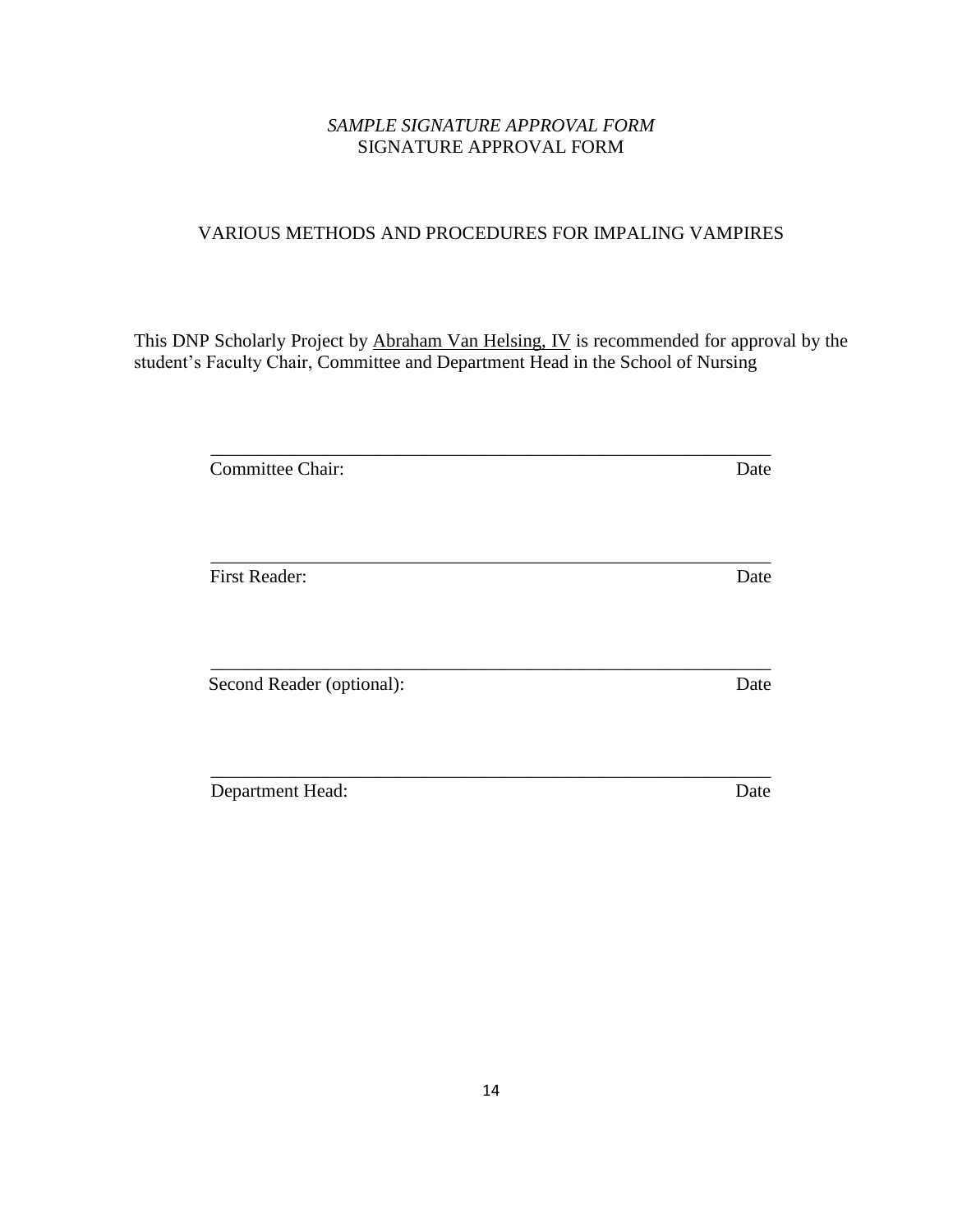*SAMPLE SIGNATURE APPROVAL FORM*

SIGNATURE APPROVAL FORM

VARIOUS METHODS AND PROCEDURES FOR IMPALING VAMPIRES

This DNP Scholarly Project by <u>Abraham Van Helsing, IV</u> is recommended for approval by the student's Faculty Chair, Committee and Department Head in the School of Nursing

______________________________________________________________

Committee Chair: Date

______________________________________________________________

First Reader: Date

______________________________________________________________

Second Reader (optional): Date

______________________________________________________________

Department Head: Date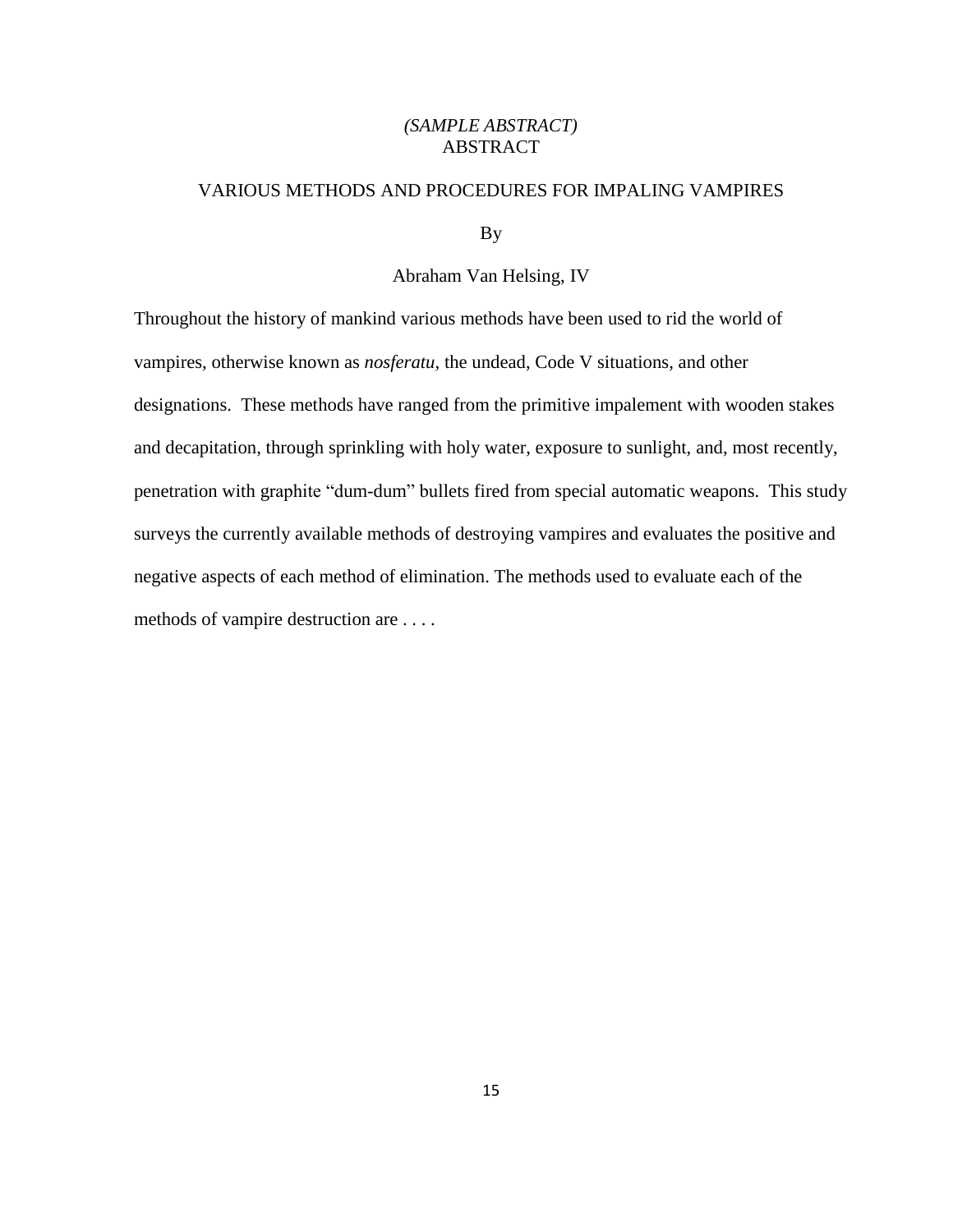*(SAMPLE ABSTRACT)*

# ABSTRACT

## VARIOUS METHODS AND PROCEDURES FOR IMPALING VAMPIRES

By

Abraham Van Helsing, IV

Throughout the history of mankind various methods have been used to rid the world of vampires, otherwise known as *nosferatu*, the undead, Code V situations, and other designations. These methods have ranged from the primitive impalement with wooden stakes and decapitation, through sprinkling with holy water, exposure to sunlight, and, most recently, penetration with graphite "dum-dum" bullets fired from special automatic weapons. This study surveys the currently available methods of destroying vampires and evaluates the positive and negative aspects of each method of elimination. The methods used to evaluate each of the methods of vampire destruction are . . . .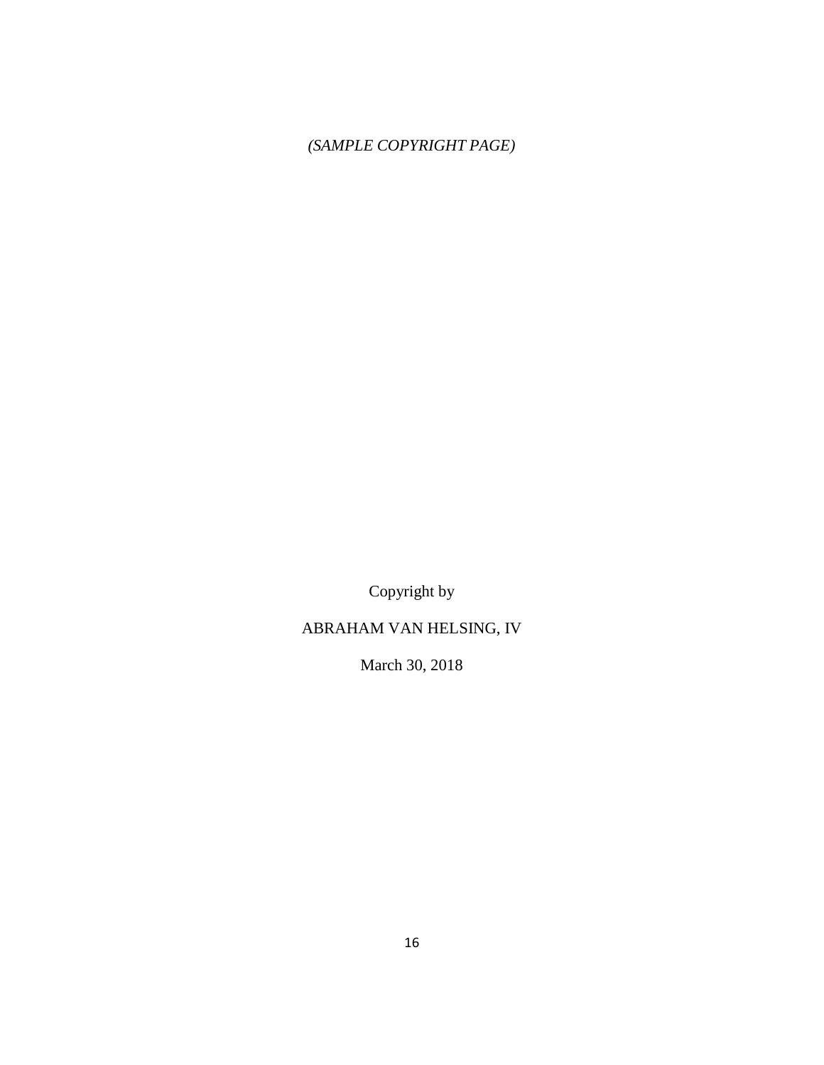*(SAMPLE COPYRIGHT PAGE)*

Copyright by

ABRAHAM VAN HELSING, IV

March 30, 2018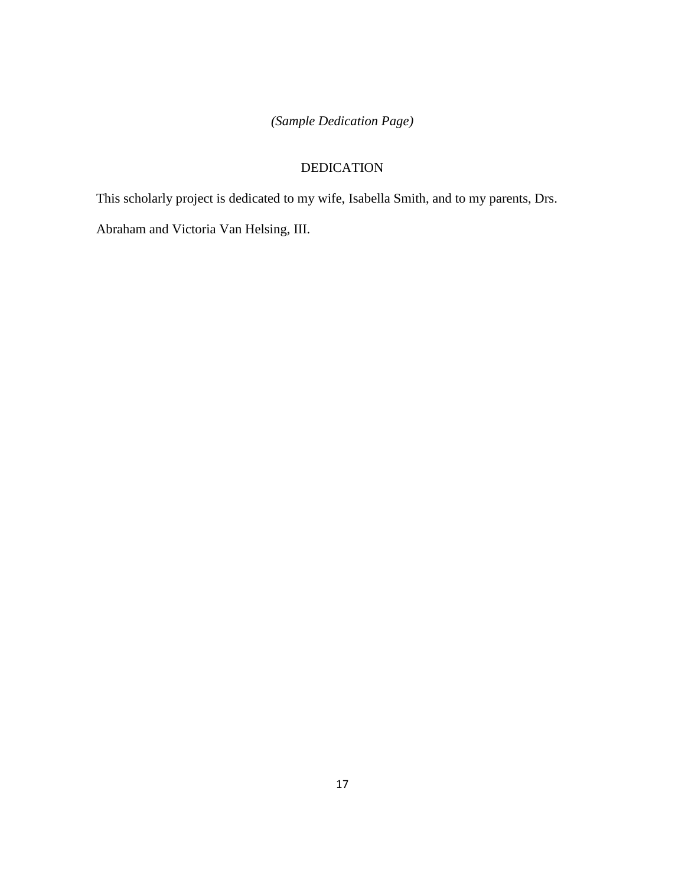*(Sample Dedication Page)*

## DEDICATION

This scholarly project is dedicated to my wife, Isabella Smith, and to my parents, Drs. Abraham and Victoria Van Helsing, III.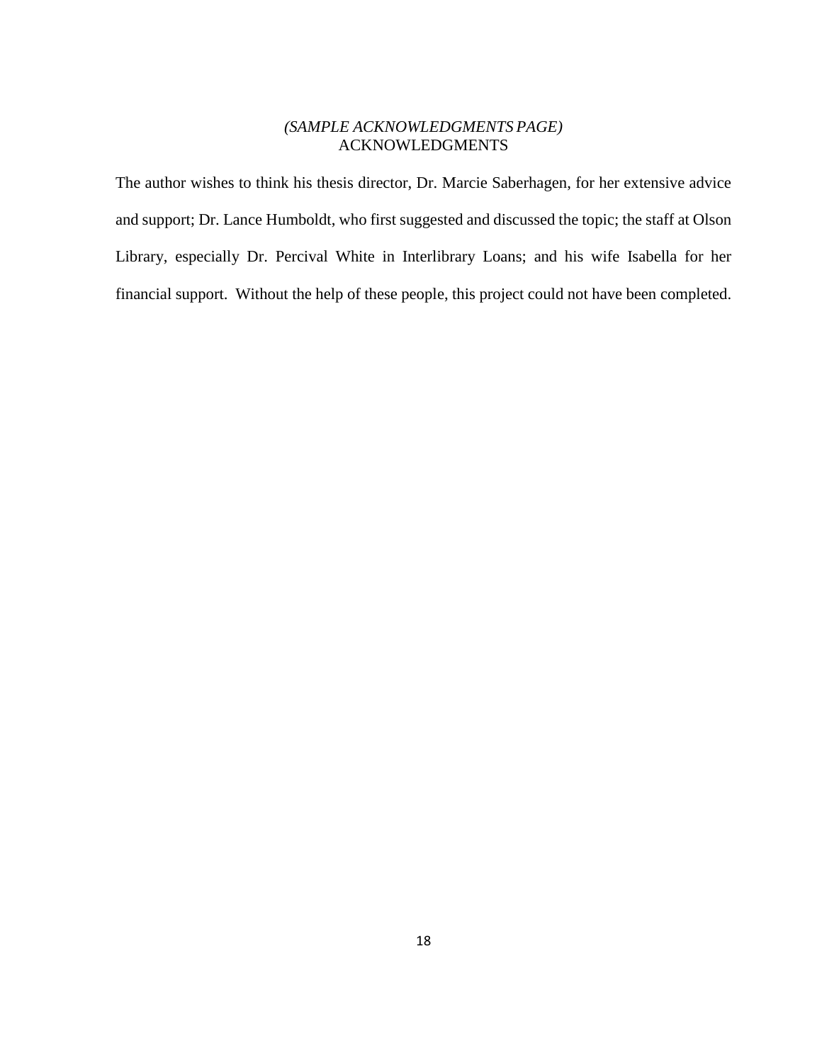*(SAMPLE ACKNOWLEDGMENTS PAGE)*

# ACKNOWLEDGMENTS

The author wishes to think his thesis director, Dr. Marcie Saberhagen, for her extensive advice and support; Dr. Lance Humboldt, who first suggested and discussed the topic; the staff at Olson Library, especially Dr. Percival White in Interlibrary Loans; and his wife Isabella for her financial support. Without the help of these people, this project could not have been completed.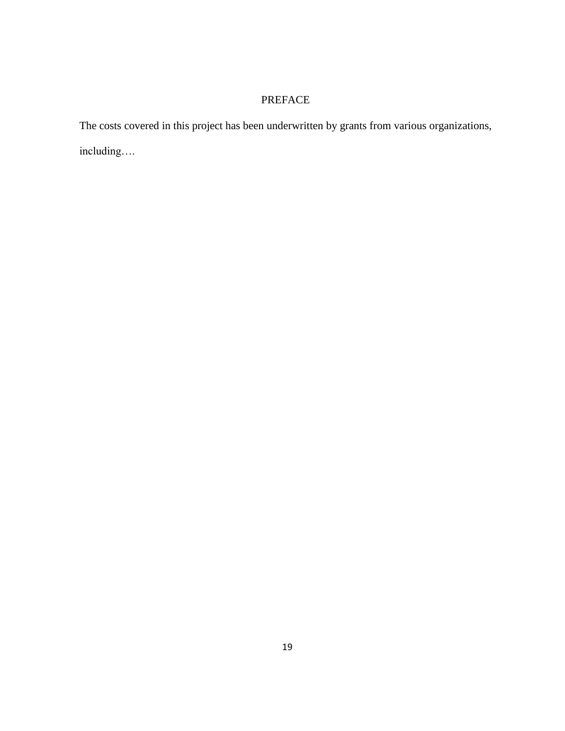# PREFACE

The costs covered in this project has been underwritten by grants from various organizations, including….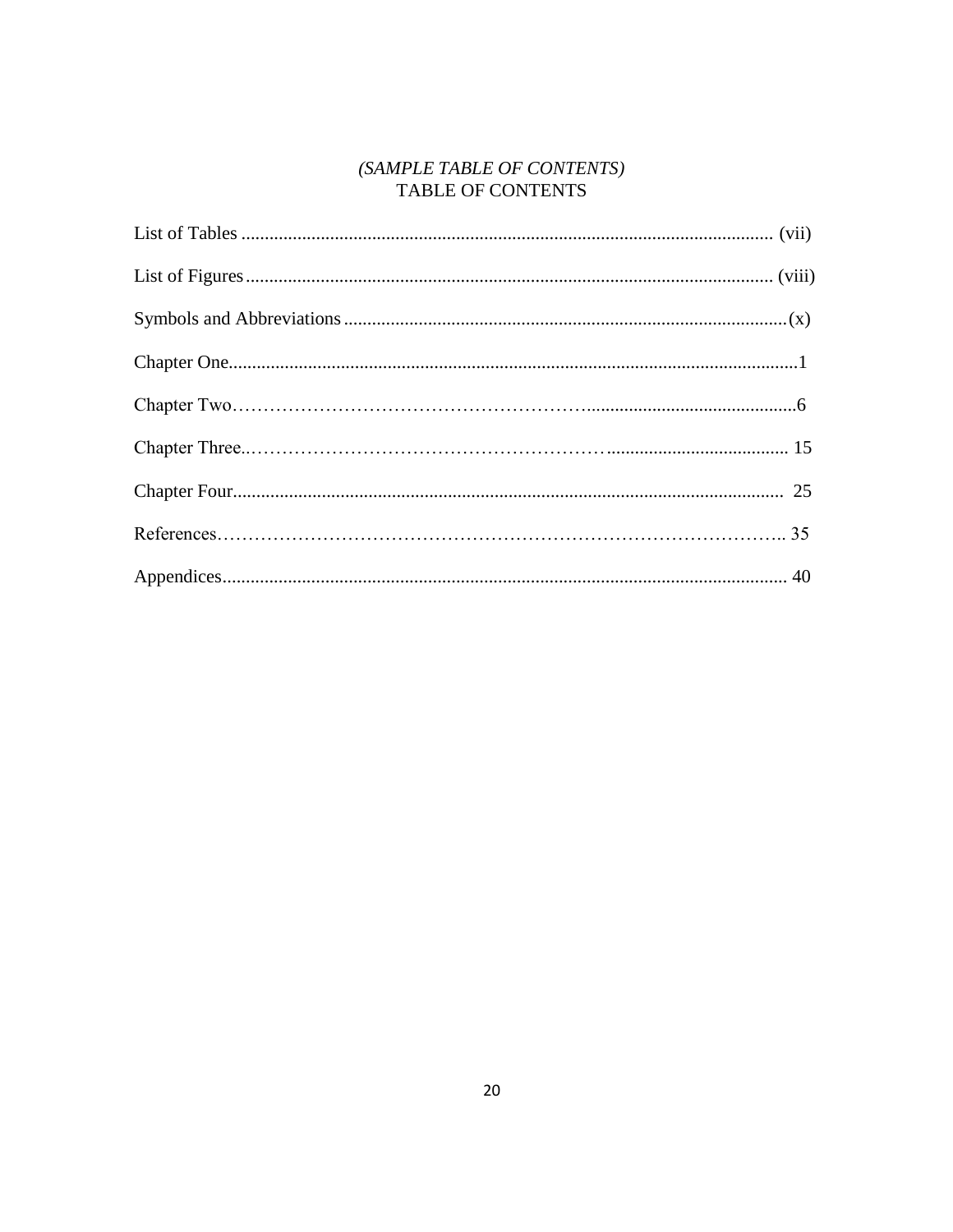*(SAMPLE TABLE OF CONTENTS)*

# TABLE OF CONTENTS

List of Tables ........................................................................................................... (vii)

List of Figures .......................................................................................................... (viii)

Symbols and Abbreviations ...........................................................................................(x)

Chapter One......................................................................................................................1

Chapter Two……………………………………………………............................................6

Chapter Three..……………………………………………………....................................... 15

Chapter Four....................................................................................................................  25

References……………………………………………………………………………….. 35

Appendices........................................................................................................................ 40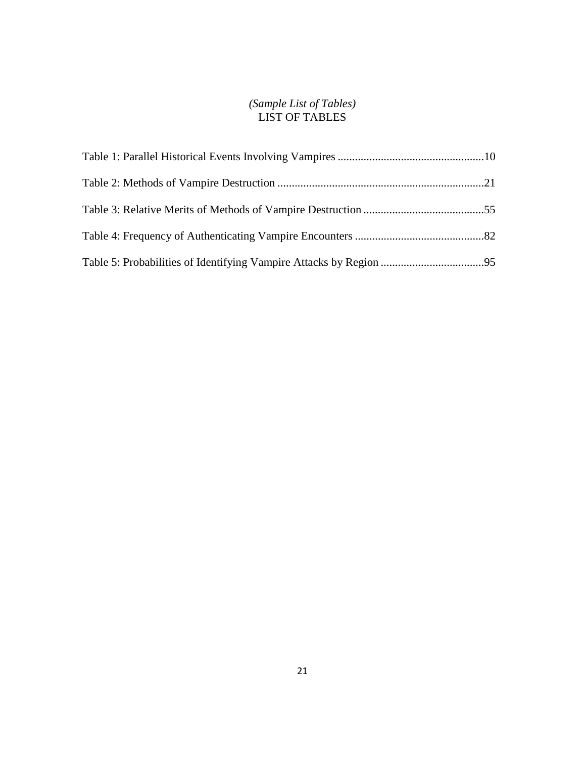*(Sample List of Tables)*

# LIST OF TABLES

Table 1: Parallel Historical Events Involving Vampires ..................................................10

Table 2: Methods of Vampire Destruction .......................................................................21

Table 3: Relative Merits of Methods of Vampire Destruction ..........................................55

Table 4: Frequency of Authenticating Vampire Encounters .............................................82

Table 5: Probabilities of Identifying Vampire Attacks by Region ....................................95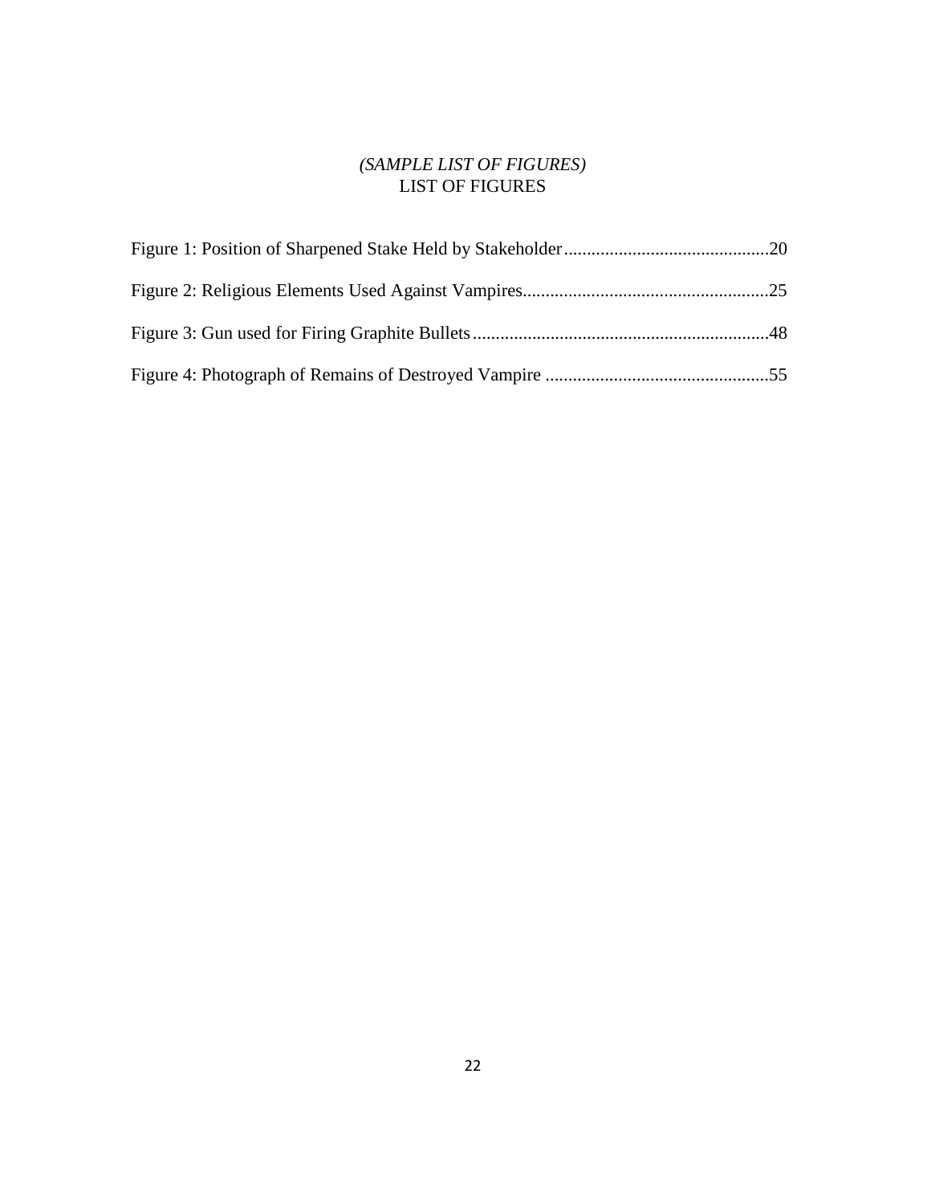*(SAMPLE LIST OF FIGURES)*

# LIST OF FIGURES

Figure 1: Position of Sharpened Stake Held by Stakeholder............................................20

Figure 2: Religious Elements Used Against Vampires.....................................................25

Figure 3: Gun used for Firing Graphite Bullets...............................................................48

Figure 4: Photograph of Remains of Destroyed Vampire ................................................55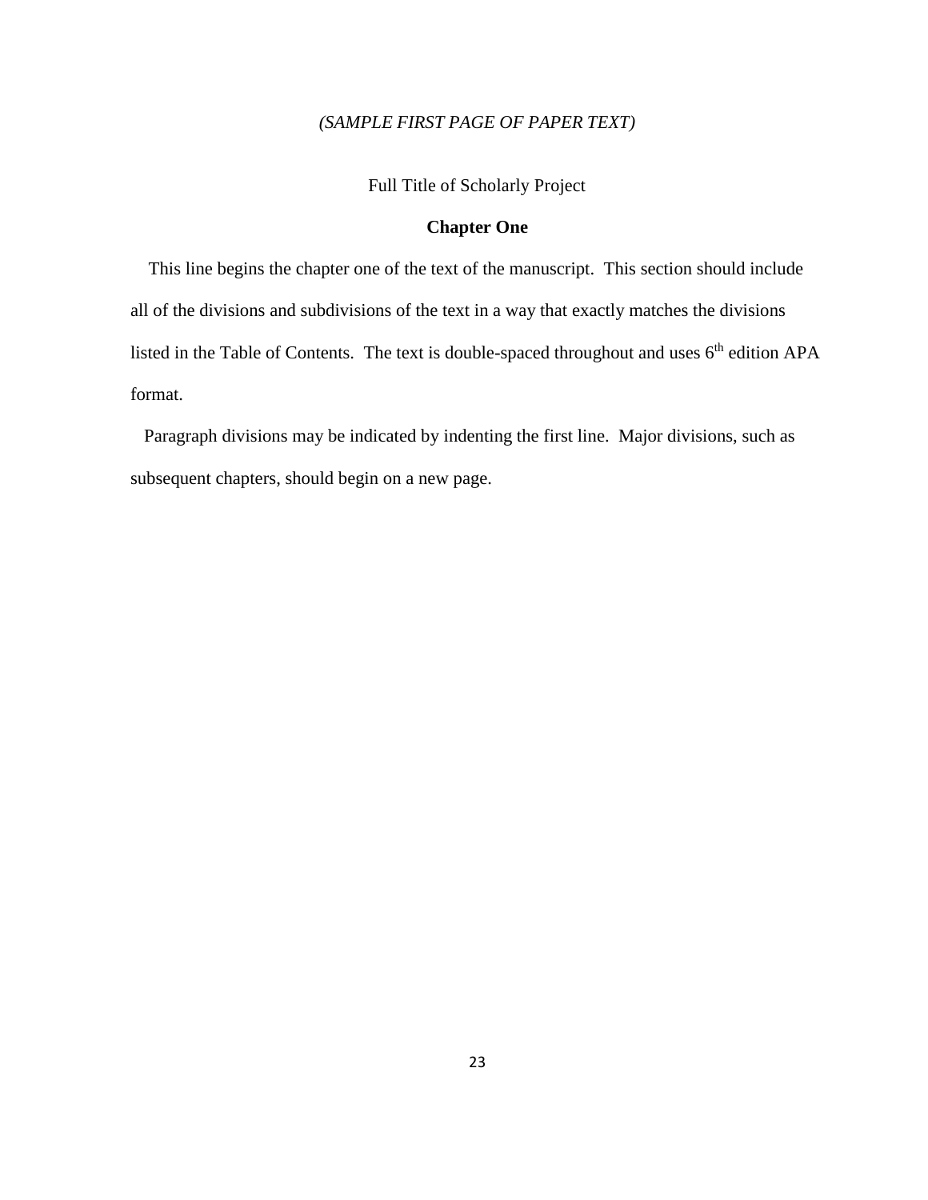*(SAMPLE FIRST PAGE OF PAPER TEXT)*

Full Title of Scholarly Project

## Chapter One

This line begins the chapter one of the text of the manuscript. This section should include all of the divisions and subdivisions of the text in a way that exactly matches the divisions listed in the Table of Contents. The text is double-spaced throughout and uses 6th edition APA format.

Paragraph divisions may be indicated by indenting the first line. Major divisions, such as subsequent chapters, should begin on a new page.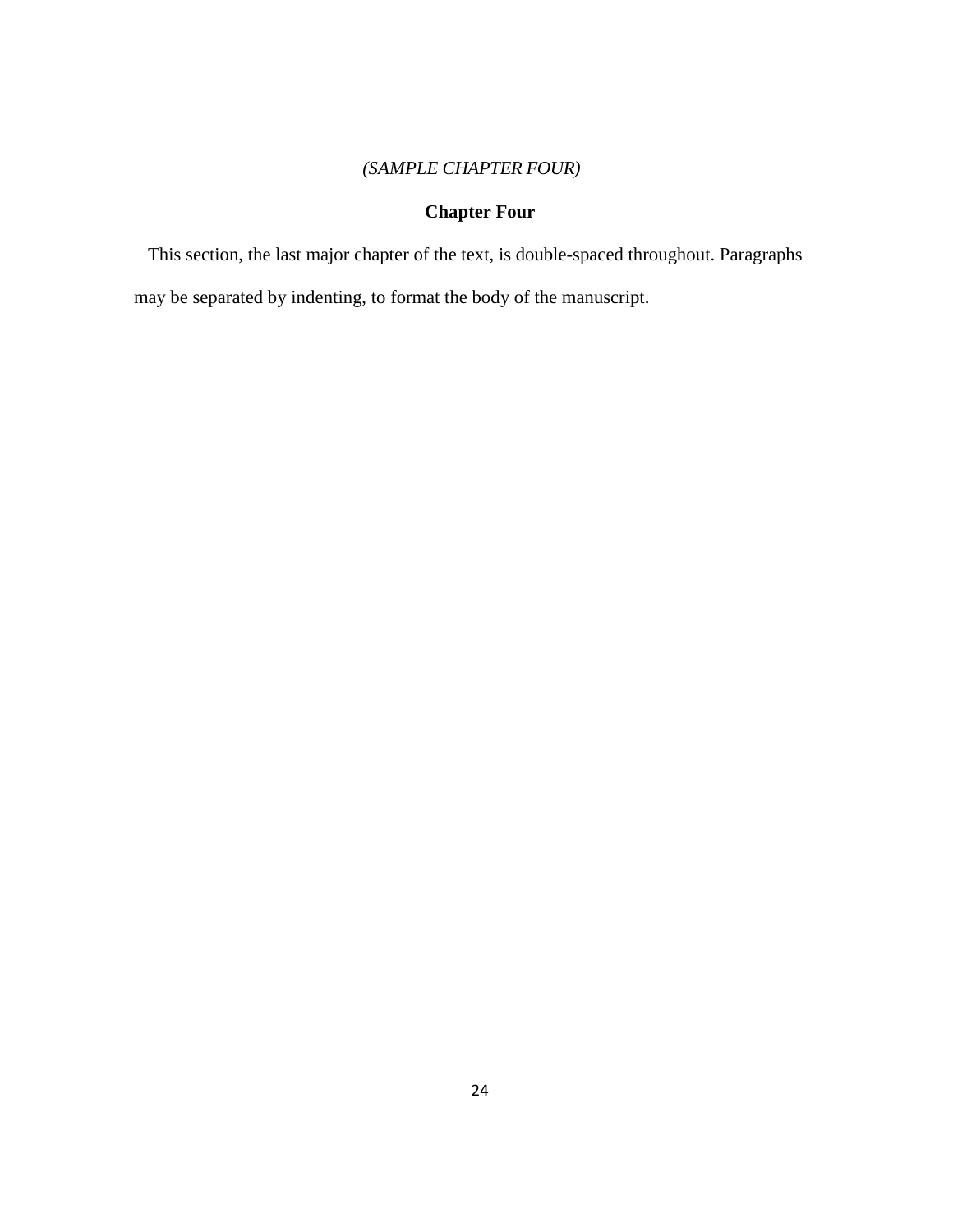*(SAMPLE CHAPTER FOUR)*

# Chapter Four

This section, the last major chapter of the text, is double-spaced throughout. Paragraphs may be separated by indenting, to format the body of the manuscript.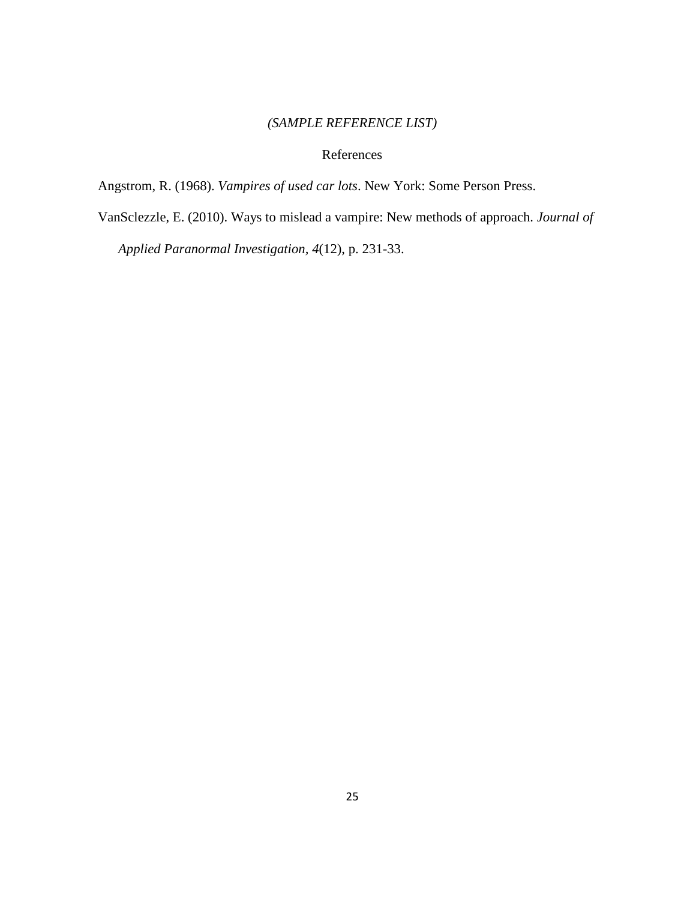*(SAMPLE REFERENCE LIST)*

References

Angstrom, R. (1968). *Vampires of used car lots*. New York: Some Person Press.

VanSclezzle, E. (2010). Ways to mislead a vampire: New methods of approach. *Journal of Applied Paranormal Investigation, 4*(12), p. 231-33.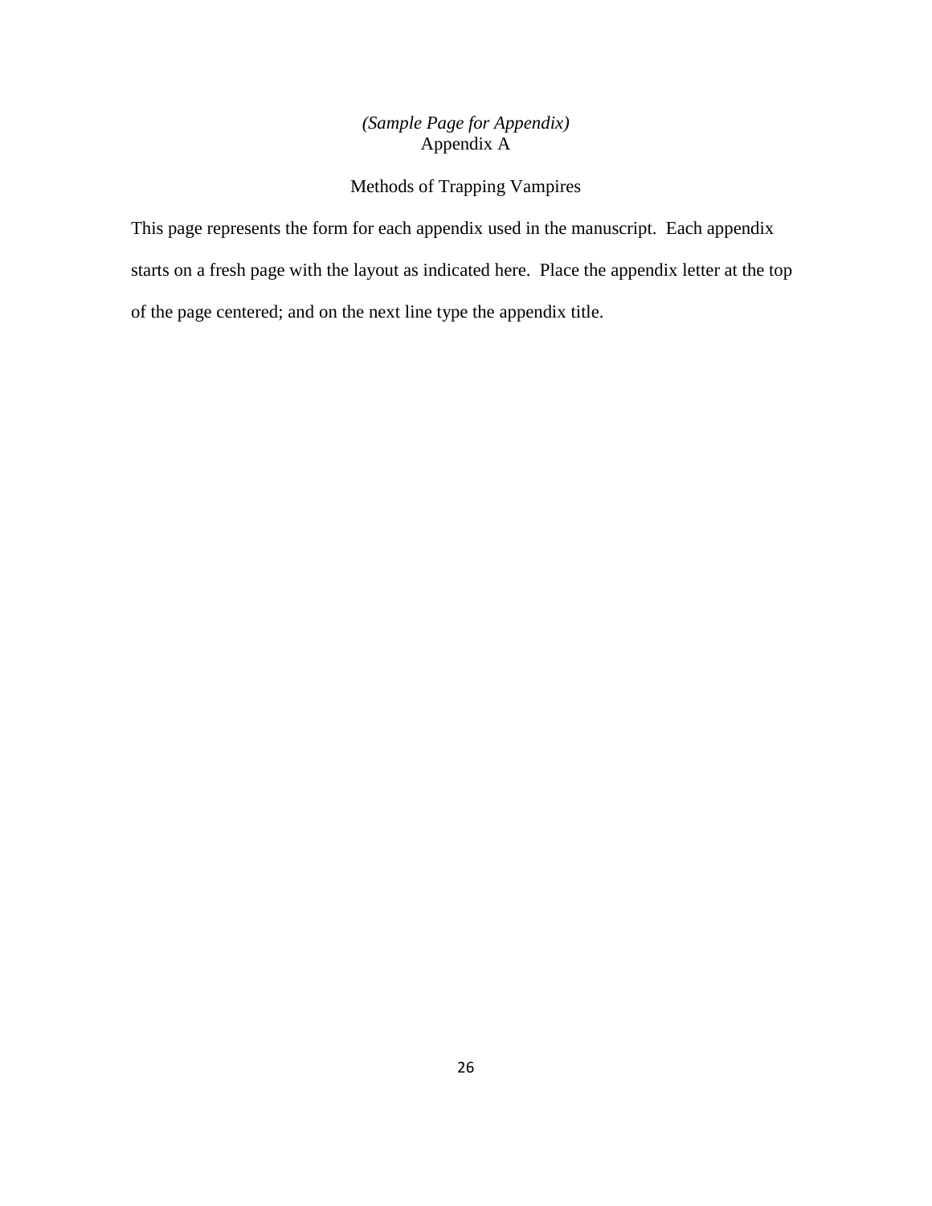*(Sample Page for Appendix)*

# Appendix A

## Methods of Trapping Vampires

This page represents the form for each appendix used in the manuscript.  Each appendix starts on a fresh page with the layout as indicated here.  Place the appendix letter at the top of the page centered; and on the next line type the appendix title.